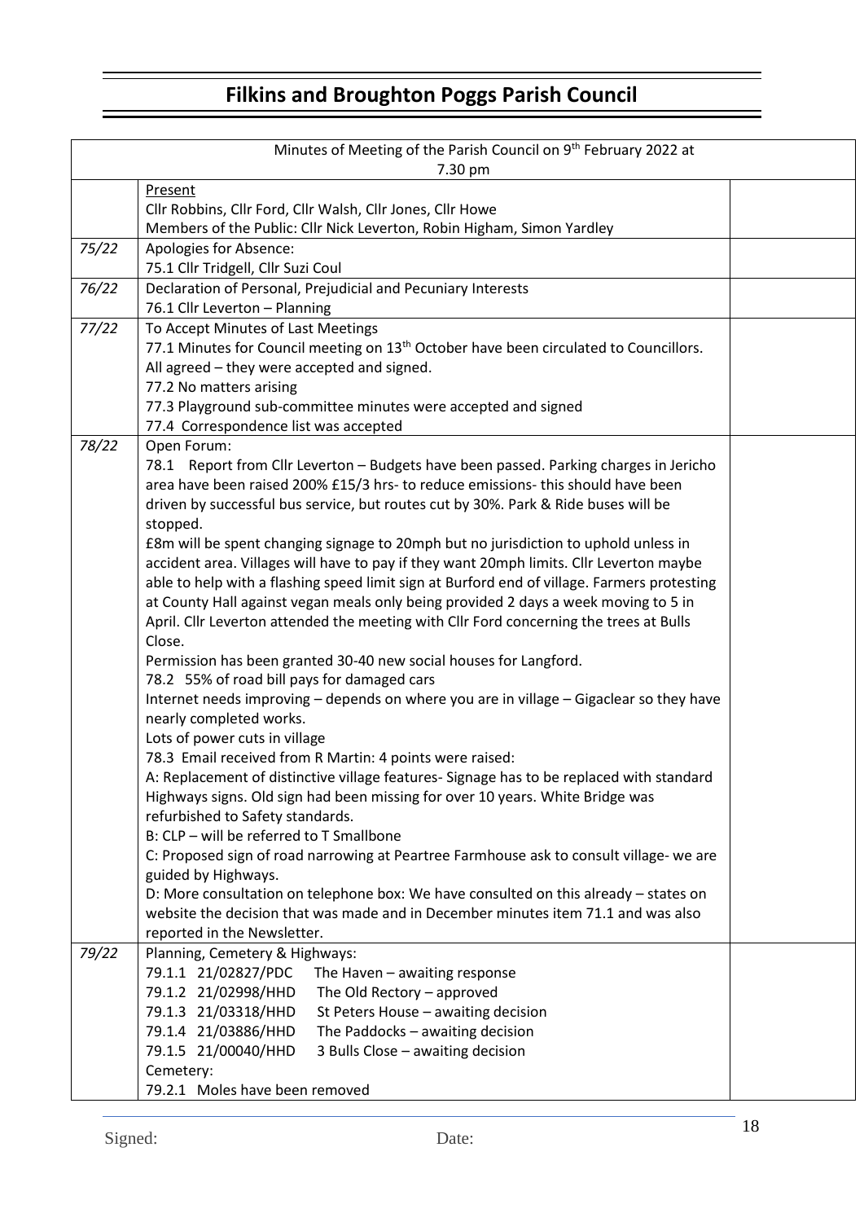# Filkins and Broughton Poggs Parish Council

| Minutes of Meeting of the Parish Council on 9th February 2022 at 7.30 pm | | |
|---|---|---|
| | Present<br>Cllr Robbins, Cllr Ford, Cllr Walsh, Cllr Jones, Cllr Howe<br>Members of the Public: Cllr Nick Leverton, Robin Higham, Simon Yardley | |
| *75/22* | Apologies for Absence:<br>75.1 Cllr Tridgell, Cllr Suzi Coul | |
| *76/22* | Declaration of Personal, Prejudicial and Pecuniary Interests<br>76.1 Cllr Leverton – Planning | |
| *77/22* | To Accept Minutes of Last Meetings<br>77.1 Minutes for Council meeting on 13th October have been circulated to Councillors. All agreed – they were accepted and signed.<br>77.2 No matters arising<br>77.3 Playground sub-committee minutes were accepted and signed<br>77.4 Correspondence list was accepted | |
| *78/22* | Open Forum:<br>78.1 Report from Cllr Leverton – Budgets have been passed. Parking charges in Jericho area have been raised 200% £15/3 hrs- to reduce emissions- this should have been driven by successful bus service, but routes cut by 30%. Park & Ride buses will be stopped.<br>£8m will be spent changing signage to 20mph but no jurisdiction to uphold unless in accident area. Villages will have to pay if they want 20mph limits. Cllr Leverton maybe able to help with a flashing speed limit sign at Burford end of village. Farmers protesting at County Hall against vegan meals only being provided 2 days a week moving to 5 in April. Cllr Leverton attended the meeting with Cllr Ford concerning the trees at Bulls Close.<br>Permission has been granted 30-40 new social houses for Langford.<br>78.2 55% of road bill pays for damaged cars<br>Internet needs improving – depends on where you are in village – Gigaclear so they have nearly completed works.<br>Lots of power cuts in village<br>78.3 Email received from R Martin: 4 points were raised:<br>A: Replacement of distinctive village features- Signage has to be replaced with standard Highways signs. Old sign had been missing for over 10 years. White Bridge was refurbished to Safety standards.<br>B: CLP – will be referred to T Smallbone<br>C: Proposed sign of road narrowing at Peartree Farmhouse ask to consult village- we are guided by Highways.<br>D: More consultation on telephone box: We have consulted on this already – states on website the decision that was made and in December minutes item 71.1 and was also reported in the Newsletter. | |
| *79/22* | Planning, Cemetery & Highways:<br>79.1.1 21/02827/PDC The Haven – awaiting response<br>79.1.2 21/02998/HHD The Old Rectory – approved<br>79.1.3 21/03318/HHD St Peters House – awaiting decision<br>79.1.4 21/03886/HHD The Paddocks – awaiting decision<br>79.1.5 21/00040/HHD 3 Bulls Close – awaiting decision<br>Cemetery:<br>79.2.1 Moles have been removed | |

Signed: Date: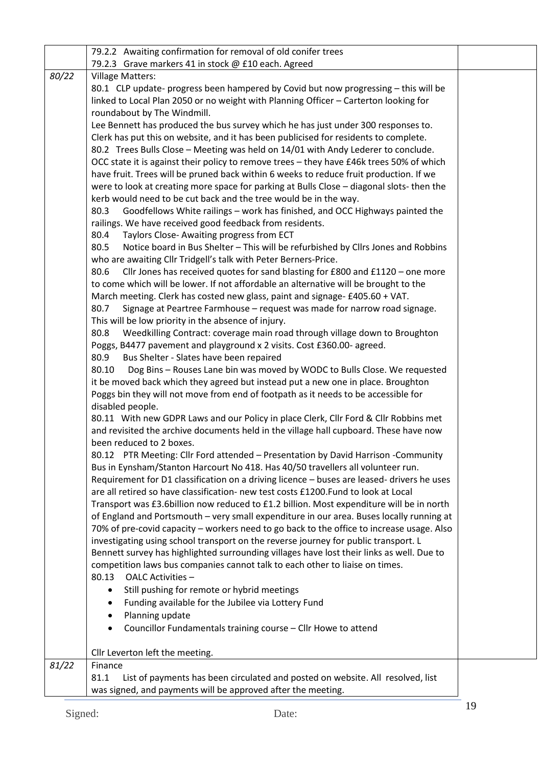| | | |
|---|---|---|
| | 79.2.2 Awaiting confirmation for removal of old conifer trees<br>79.2.3 Grave markers 41 in stock @ £10 each. Agreed | |
| *80/22* | Village Matters:<br>80.1 CLP update- progress been hampered by Covid but now progressing – this will be linked to Local Plan 2050 or no weight with Planning Officer – Carterton looking for roundabout by The Windmill.<br>Lee Bennett has produced the bus survey which he has just under 300 responses to. Clerk has put this on website, and it has been publicised for residents to complete.<br>80.2 Trees Bulls Close – Meeting was held on 14/01 with Andy Lederer to conclude. OCC state it is against their policy to remove trees – they have £46k trees 50% of which have fruit. Trees will be pruned back within 6 weeks to reduce fruit production. If we were to look at creating more space for parking at Bulls Close – diagonal slots- then the kerb would need to be cut back and the tree would be in the way.<br>80.3 Goodfellows White railings – work has finished, and OCC Highways painted the railings. We have received good feedback from residents.<br>80.4 Taylors Close- Awaiting progress from ECT<br>80.5 Notice board in Bus Shelter – This will be refurbished by Cllrs Jones and Robbins who are awaiting Cllr Tridgell's talk with Peter Berners-Price.<br>80.6 Cllr Jones has received quotes for sand blasting for £800 and £1120 – one more to come which will be lower. If not affordable an alternative will be brought to the March meeting. Clerk has costed new glass, paint and signage- £405.60 + VAT.<br>80.7 Signage at Peartree Farmhouse – request was made for narrow road signage. This will be low priority in the absence of injury.<br>80.8 Weedkilling Contract: coverage main road through village down to Broughton Poggs, B4477 pavement and playground x 2 visits. Cost £360.00- agreed.<br>80.9 Bus Shelter - Slates have been repaired<br>80.10 Dog Bins – Rouses Lane bin was moved by WODC to Bulls Close. We requested it be moved back which they agreed but instead put a new one in place. Broughton Poggs bin they will not move from end of footpath as it needs to be accessible for disabled people.<br>80.11 With new GDPR Laws and our Policy in place Clerk, Cllr Ford & Cllr Robbins met and revisited the archive documents held in the village hall cupboard. These have now been reduced to 2 boxes.<br>80.12 PTR Meeting: Cllr Ford attended – Presentation by David Harrison -Community Bus in Eynsham/Stanton Harcourt No 418. Has 40/50 travellers all volunteer run. Requirement for D1 classification on a driving licence – buses are leased- drivers he uses are all retired so have classification- new test costs £1200.Fund to look at Local Transport was £3.6billion now reduced to £1.2 billion. Most expenditure will be in north of England and Portsmouth – very small expenditure in our area. Buses locally running at 70% of pre-covid capacity – workers need to go back to the office to increase usage. Also investigating using school transport on the reverse journey for public transport. L Bennett survey has highlighted surrounding villages have lost their links as well. Due to competition laws bus companies cannot talk to each other to liaise on times.<br>80.13 OALC Activities –<br>• Still pushing for remote or hybrid meetings<br>• Funding available for the Jubilee via Lottery Fund<br>• Planning update<br>• Councillor Fundamentals training course – Cllr Howe to attend<br><br>Cllr Leverton left the meeting. | |
| *81/22* | Finance<br>81.1 List of payments has been circulated and posted on website. All resolved, list was signed, and payments will be approved after the meeting. | |

Signed: Date: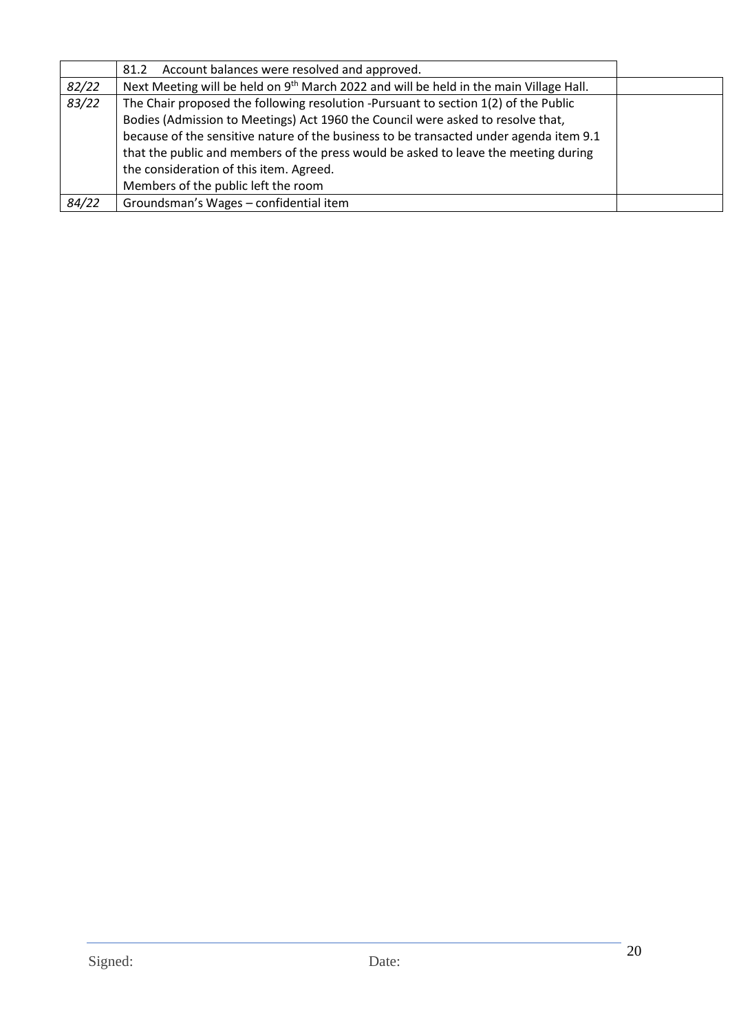| | | |
|---|---|---|
| | 81.2 Account balances were resolved and approved. | |
| *82/22* | Next Meeting will be held on 9th March 2022 and will be held in the main Village Hall. | |
| *83/22* | The Chair proposed the following resolution -Pursuant to section 1(2) of the Public Bodies (Admission to Meetings) Act 1960 the Council were asked to resolve that, because of the sensitive nature of the business to be transacted under agenda item 9.1 that the public and members of the press would be asked to leave the meeting during the consideration of this item. Agreed.<br>Members of the public left the room | |
| *84/22* | Groundsman's Wages – confidential item | |

Signed: Date: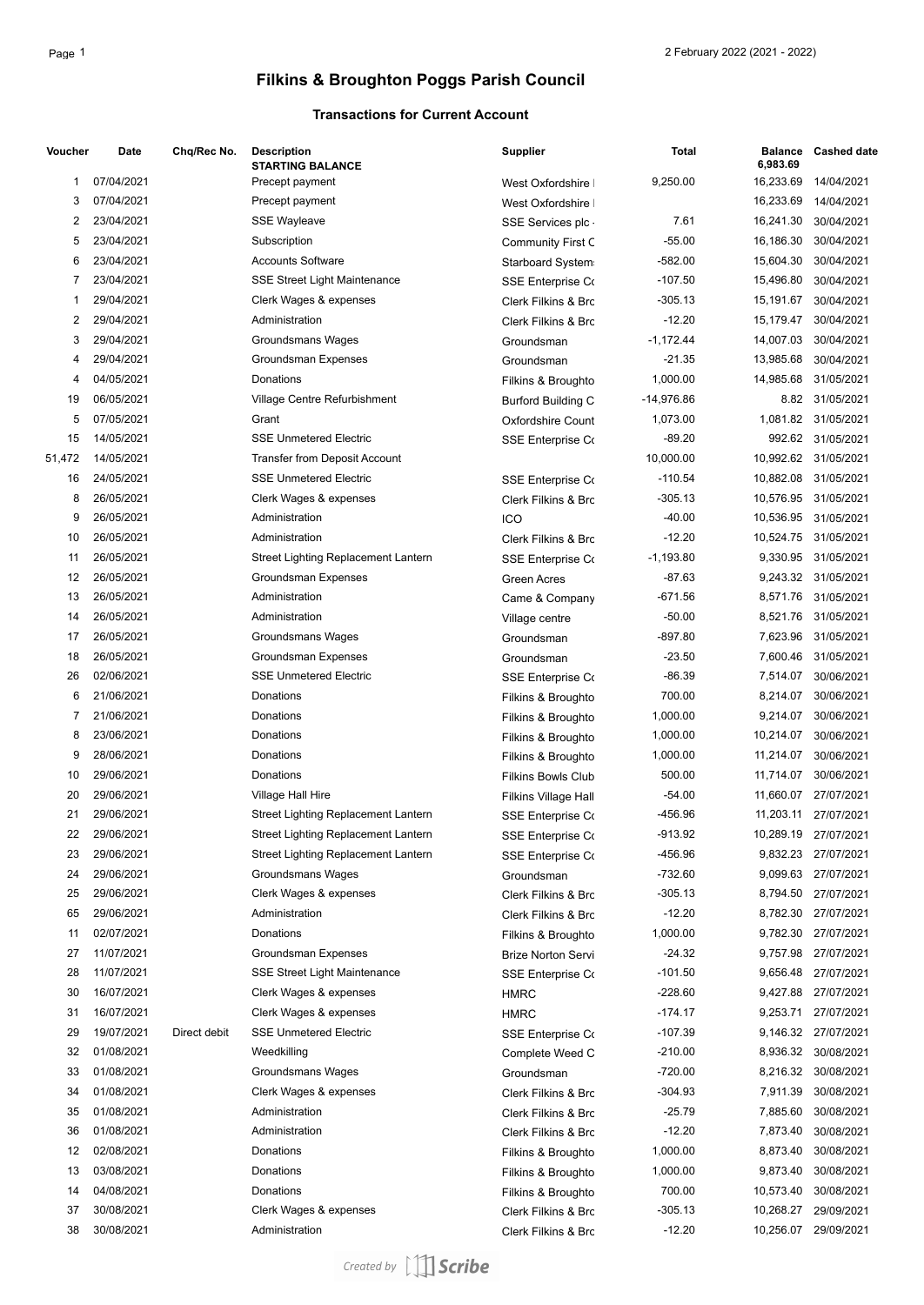# Filkins & Broughton Poggs Parish Council

### Transactions for Current Account

| Voucher | Date | Chq/Rec No. | Description | Supplier | Total | Balance | Cashed date |
|---|---|---|---|---|---|---|---|
| | | | **STARTING BALANCE** | | | 6,983.69 | |
| 1 | 07/04/2021 | | Precept payment | West Oxfordshire I | 9,250.00 | 16,233.69 | 14/04/2021 |
| 3 | 07/04/2021 | | Precept payment | West Oxfordshire I | | 16,233.69 | 14/04/2021 |
| 2 | 23/04/2021 | | SSE Wayleave | SSE Services plc - | 7.61 | 16,241.30 | 30/04/2021 |
| 5 | 23/04/2021 | | Subscription | Community First C | -55.00 | 16,186.30 | 30/04/2021 |
| 6 | 23/04/2021 | | Accounts Software | Starboard System | -582.00 | 15,604.30 | 30/04/2021 |
| 7 | 23/04/2021 | | SSE Street Light Maintenance | SSE Enterprise Co | -107.50 | 15,496.80 | 30/04/2021 |
| 1 | 29/04/2021 | | Clerk Wages & expenses | Clerk Filkins & Bro | -305.13 | 15,191.67 | 30/04/2021 |
| 2 | 29/04/2021 | | Administration | Clerk Filkins & Bro | -12.20 | 15,179.47 | 30/04/2021 |
| 3 | 29/04/2021 | | Groundsmans Wages | Groundsman | -1,172.44 | 14,007.03 | 30/04/2021 |
| 4 | 29/04/2021 | | Groundsman Expenses | Groundsman | -21.35 | 13,985.68 | 30/04/2021 |
| 4 | 04/05/2021 | | Donations | Filkins & Broughto | 1,000.00 | 14,985.68 | 31/05/2021 |
| 19 | 06/05/2021 | | Village Centre Refurbishment | Burford Building C | -14,976.86 | 8.82 | 31/05/2021 |
| 5 | 07/05/2021 | | Grant | Oxfordshire Count | 1,073.00 | 1,081.82 | 31/05/2021 |
| 15 | 14/05/2021 | | SSE Unmetered Electric | SSE Enterprise Co | -89.20 | 992.62 | 31/05/2021 |
| 51,472 | 14/05/2021 | | Transfer from Deposit Account | | 10,000.00 | 10,992.62 | 31/05/2021 |
| 16 | 24/05/2021 | | SSE Unmetered Electric | SSE Enterprise Co | -110.54 | 10,882.08 | 31/05/2021 |
| 8 | 26/05/2021 | | Clerk Wages & expenses | Clerk Filkins & Bro | -305.13 | 10,576.95 | 31/05/2021 |
| 9 | 26/05/2021 | | Administration | ICO | -40.00 | 10,536.95 | 31/05/2021 |
| 10 | 26/05/2021 | | Administration | Clerk Filkins & Bro | -12.20 | 10,524.75 | 31/05/2021 |
| 11 | 26/05/2021 | | Street Lighting Replacement Lantern | SSE Enterprise Co | -1,193.80 | 9,330.95 | 31/05/2021 |
| 12 | 26/05/2021 | | Groundsman Expenses | Green Acres | -87.63 | 9,243.32 | 31/05/2021 |
| 13 | 26/05/2021 | | Administration | Came & Company | -671.56 | 8,571.76 | 31/05/2021 |
| 14 | 26/05/2021 | | Administration | Village centre | -50.00 | 8,521.76 | 31/05/2021 |
| 17 | 26/05/2021 | | Groundsmans Wages | Groundsman | -897.80 | 7,623.96 | 31/05/2021 |
| 18 | 26/05/2021 | | Groundsman Expenses | Groundsman | -23.50 | 7,600.46 | 31/05/2021 |
| 26 | 02/06/2021 | | SSE Unmetered Electric | SSE Enterprise Co | -86.39 | 7,514.07 | 30/06/2021 |
| 6 | 21/06/2021 | | Donations | Filkins & Broughto | 700.00 | 8,214.07 | 30/06/2021 |
| 7 | 21/06/2021 | | Donations | Filkins & Broughto | 1,000.00 | 9,214.07 | 30/06/2021 |
| 8 | 23/06/2021 | | Donations | Filkins & Broughto | 1,000.00 | 10,214.07 | 30/06/2021 |
| 9 | 28/06/2021 | | Donations | Filkins & Broughto | 1,000.00 | 11,214.07 | 30/06/2021 |
| 10 | 29/06/2021 | | Donations | Filkins Bowls Club | 500.00 | 11,714.07 | 30/06/2021 |
| 20 | 29/06/2021 | | Village Hall Hire | Filkins Village Hall | -54.00 | 11,660.07 | 27/07/2021 |
| 21 | 29/06/2021 | | Street Lighting Replacement Lantern | SSE Enterprise Co | -456.96 | 11,203.11 | 27/07/2021 |
| 22 | 29/06/2021 | | Street Lighting Replacement Lantern | SSE Enterprise Co | -913.92 | 10,289.19 | 27/07/2021 |
| 23 | 29/06/2021 | | Street Lighting Replacement Lantern | SSE Enterprise Co | -456.96 | 9,832.23 | 27/07/2021 |
| 24 | 29/06/2021 | | Groundsmans Wages | Groundsman | -732.60 | 9,099.63 | 27/07/2021 |
| 25 | 29/06/2021 | | Clerk Wages & expenses | Clerk Filkins & Bro | -305.13 | 8,794.50 | 27/07/2021 |
| 65 | 29/06/2021 | | Administration | Clerk Filkins & Bro | -12.20 | 8,782.30 | 27/07/2021 |
| 11 | 02/07/2021 | | Donations | Filkins & Broughto | 1,000.00 | 9,782.30 | 27/07/2021 |
| 27 | 11/07/2021 | | Groundsman Expenses | Brize Norton Servi | -24.32 | 9,757.98 | 27/07/2021 |
| 28 | 11/07/2021 | | SSE Street Light Maintenance | SSE Enterprise Co | -101.50 | 9,656.48 | 27/07/2021 |
| 30 | 16/07/2021 | | Clerk Wages & expenses | HMRC | -228.60 | 9,427.88 | 27/07/2021 |
| 31 | 16/07/2021 | | Clerk Wages & expenses | HMRC | -174.17 | 9,253.71 | 27/07/2021 |
| 29 | 19/07/2021 | Direct debit | SSE Unmetered Electric | SSE Enterprise Co | -107.39 | 9,146.32 | 27/07/2021 |
| 32 | 01/08/2021 | | Weedkilling | Complete Weed C | -210.00 | 8,936.32 | 30/08/2021 |
| 33 | 01/08/2021 | | Groundsmans Wages | Groundsman | -720.00 | 8,216.32 | 30/08/2021 |
| 34 | 01/08/2021 | | Clerk Wages & expenses | Clerk Filkins & Bro | -304.93 | 7,911.39 | 30/08/2021 |
| 35 | 01/08/2021 | | Administration | Clerk Filkins & Bro | -25.79 | 7,885.60 | 30/08/2021 |
| 36 | 01/08/2021 | | Administration | Clerk Filkins & Bro | -12.20 | 7,873.40 | 30/08/2021 |
| 12 | 02/08/2021 | | Donations | Filkins & Broughto | 1,000.00 | 8,873.40 | 30/08/2021 |
| 13 | 03/08/2021 | | Donations | Filkins & Broughto | 1,000.00 | 9,873.40 | 30/08/2021 |
| 14 | 04/08/2021 | | Donations | Filkins & Broughto | 700.00 | 10,573.40 | 30/08/2021 |
| 37 | 30/08/2021 | | Clerk Wages & expenses | Clerk Filkins & Bro | -305.13 | 10,268.27 | 29/09/2021 |
| 38 | 30/08/2021 | | Administration | Clerk Filkins & Bro | -12.20 | 10,256.07 | 29/09/2021 |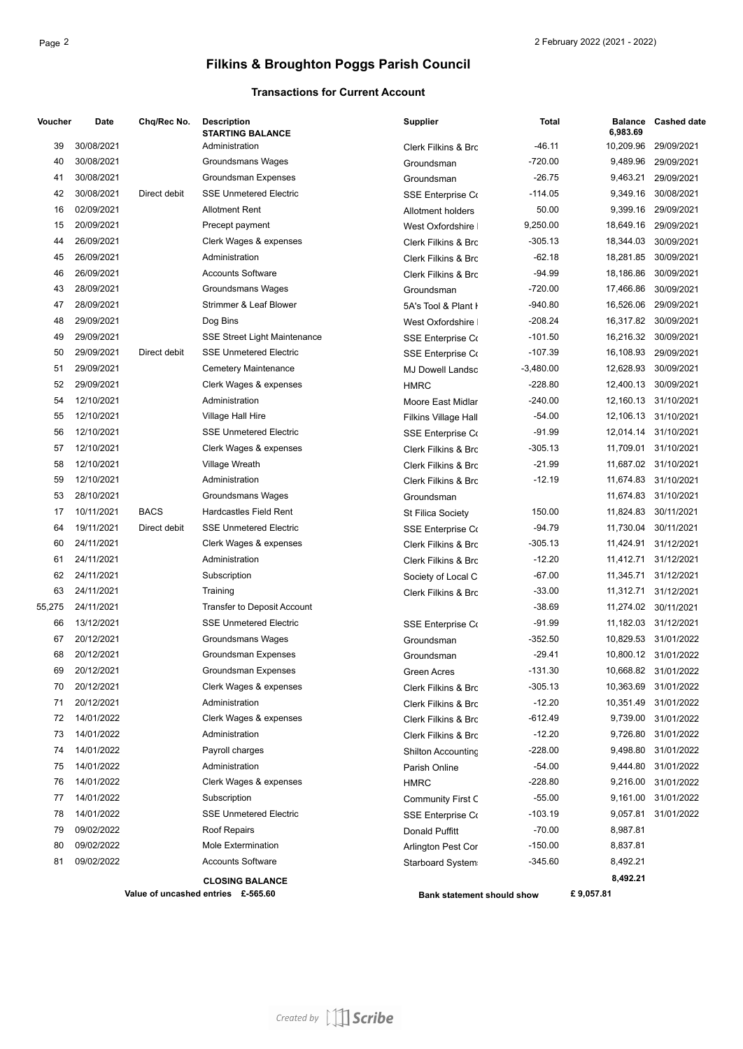# Filkins & Broughton Poggs Parish Council

## Transactions for Current Account

| Voucher | Date | Chq/Rec No. | Description | Supplier | Total | Balance | Cashed date |
|---|---|---|---|---|---|---|---|
| | | | **STARTING BALANCE** | | | **6,983.69** | |
| 39 | 30/08/2021 | | Administration | Clerk Filkins & Brc | -46.11 | 10,209.96 | 29/09/2021 |
| 40 | 30/08/2021 | | Groundsmans Wages | Groundsman | -720.00 | 9,489.96 | 29/09/2021 |
| 41 | 30/08/2021 | | Groundsman Expenses | Groundsman | -26.75 | 9,463.21 | 29/09/2021 |
| 42 | 30/08/2021 | Direct debit | SSE Unmetered Electric | SSE Enterprise Co | -114.05 | 9,349.16 | 30/08/2021 |
| 16 | 02/09/2021 | | Allotment Rent | Allotment holders | 50.00 | 9,399.16 | 29/09/2021 |
| 15 | 20/09/2021 | | Precept payment | West Oxfordshire | 9,250.00 | 18,649.16 | 29/09/2021 |
| 44 | 26/09/2021 | | Clerk Wages & expenses | Clerk Filkins & Brc | -305.13 | 18,344.03 | 30/09/2021 |
| 45 | 26/09/2021 | | Administration | Clerk Filkins & Brc | -62.18 | 18,281.85 | 30/09/2021 |
| 46 | 26/09/2021 | | Accounts Software | Clerk Filkins & Brc | -94.99 | 18,186.86 | 30/09/2021 |
| 43 | 28/09/2021 | | Groundsmans Wages | Groundsman | -720.00 | 17,466.86 | 30/09/2021 |
| 47 | 28/09/2021 | | Strimmer & Leaf Blower | 5A's Tool & Plant H | -940.80 | 16,526.06 | 29/09/2021 |
| 48 | 29/09/2021 | | Dog Bins | West Oxfordshire | -208.24 | 16,317.82 | 30/09/2021 |
| 49 | 29/09/2021 | | SSE Street Light Maintenance | SSE Enterprise Co | -101.50 | 16,216.32 | 30/09/2021 |
| 50 | 29/09/2021 | Direct debit | SSE Unmetered Electric | SSE Enterprise Co | -107.39 | 16,108.93 | 29/09/2021 |
| 51 | 29/09/2021 | | Cemetery Maintenance | MJ Dowell Landsc | -3,480.00 | 12,628.93 | 30/09/2021 |
| 52 | 29/09/2021 | | Clerk Wages & expenses | HMRC | -228.80 | 12,400.13 | 30/09/2021 |
| 54 | 12/10/2021 | | Administration | Moore East Midlar | -240.00 | 12,160.13 | 31/10/2021 |
| 55 | 12/10/2021 | | Village Hall Hire | Filkins Village Hall | -54.00 | 12,106.13 | 31/10/2021 |
| 56 | 12/10/2021 | | SSE Unmetered Electric | SSE Enterprise Co | -91.99 | 12,014.14 | 31/10/2021 |
| 57 | 12/10/2021 | | Clerk Wages & expenses | Clerk Filkins & Brc | -305.13 | 11,709.01 | 31/10/2021 |
| 58 | 12/10/2021 | | Village Wreath | Clerk Filkins & Brc | -21.99 | 11,687.02 | 31/10/2021 |
| 59 | 12/10/2021 | | Administration | Clerk Filkins & Brc | -12.19 | 11,674.83 | 31/10/2021 |
| 53 | 28/10/2021 | | Groundsmans Wages | Groundsman | | 11,674.83 | 31/10/2021 |
| 17 | 10/11/2021 | BACS | Hardcastles Field Rent | St Filica Society | 150.00 | 11,824.83 | 30/11/2021 |
| 64 | 19/11/2021 | Direct debit | SSE Unmetered Electric | SSE Enterprise Co | -94.79 | 11,730.04 | 30/11/2021 |
| 60 | 24/11/2021 | | Clerk Wages & expenses | Clerk Filkins & Brc | -305.13 | 11,424.91 | 31/12/2021 |
| 61 | 24/11/2021 | | Administration | Clerk Filkins & Brc | -12.20 | 11,412.71 | 31/12/2021 |
| 62 | 24/11/2021 | | Subscription | Society of Local C | -67.00 | 11,345.71 | 31/12/2021 |
| 63 | 24/11/2021 | | Training | Clerk Filkins & Brc | -33.00 | 11,312.71 | 31/12/2021 |
| 55,275 | 24/11/2021 | | Transfer to Deposit Account | | -38.69 | 11,274.02 | 30/11/2021 |
| 66 | 13/12/2021 | | SSE Unmetered Electric | SSE Enterprise Co | -91.99 | 11,182.03 | 31/12/2021 |
| 67 | 20/12/2021 | | Groundsmans Wages | Groundsman | -352.50 | 10,829.53 | 31/01/2022 |
| 68 | 20/12/2021 | | Groundsman Expenses | Groundsman | -29.41 | 10,800.12 | 31/01/2022 |
| 69 | 20/12/2021 | | Groundsman Expenses | Green Acres | -131.30 | 10,668.82 | 31/01/2022 |
| 70 | 20/12/2021 | | Clerk Wages & expenses | Clerk Filkins & Brc | -305.13 | 10,363.69 | 31/01/2022 |
| 71 | 20/12/2021 | | Administration | Clerk Filkins & Brc | -12.20 | 10,351.49 | 31/01/2022 |
| 72 | 14/01/2022 | | Clerk Wages & expenses | Clerk Filkins & Brc | -612.49 | 9,739.00 | 31/01/2022 |
| 73 | 14/01/2022 | | Administration | Clerk Filkins & Brc | -12.20 | 9,726.80 | 31/01/2022 |
| 74 | 14/01/2022 | | Payroll charges | Shilton Accounting | -228.00 | 9,498.80 | 31/01/2022 |
| 75 | 14/01/2022 | | Administration | Parish Online | -54.00 | 9,444.80 | 31/01/2022 |
| 76 | 14/01/2022 | | Clerk Wages & expenses | HMRC | -228.80 | 9,216.00 | 31/01/2022 |
| 77 | 14/01/2022 | | Subscription | Community First C | -55.00 | 9,161.00 | 31/01/2022 |
| 78 | 14/01/2022 | | SSE Unmetered Electric | SSE Enterprise Co | -103.19 | 9,057.81 | 31/01/2022 |
| 79 | 09/02/2022 | | Roof Repairs | Donald Puffitt | -70.00 | 8,987.81 | |
| 80 | 09/02/2022 | | Mole Extermination | Arlington Pest Cor | -150.00 | 8,837.81 | |
| 81 | 09/02/2022 | | Accounts Software | Starboard System | -345.60 | 8,492.21 | |
| | | | **CLOSING BALANCE** | | | **8,492.21** | |

**Value of uncashed entries £-565.60**

**Bank statement should show £ 9,057.81**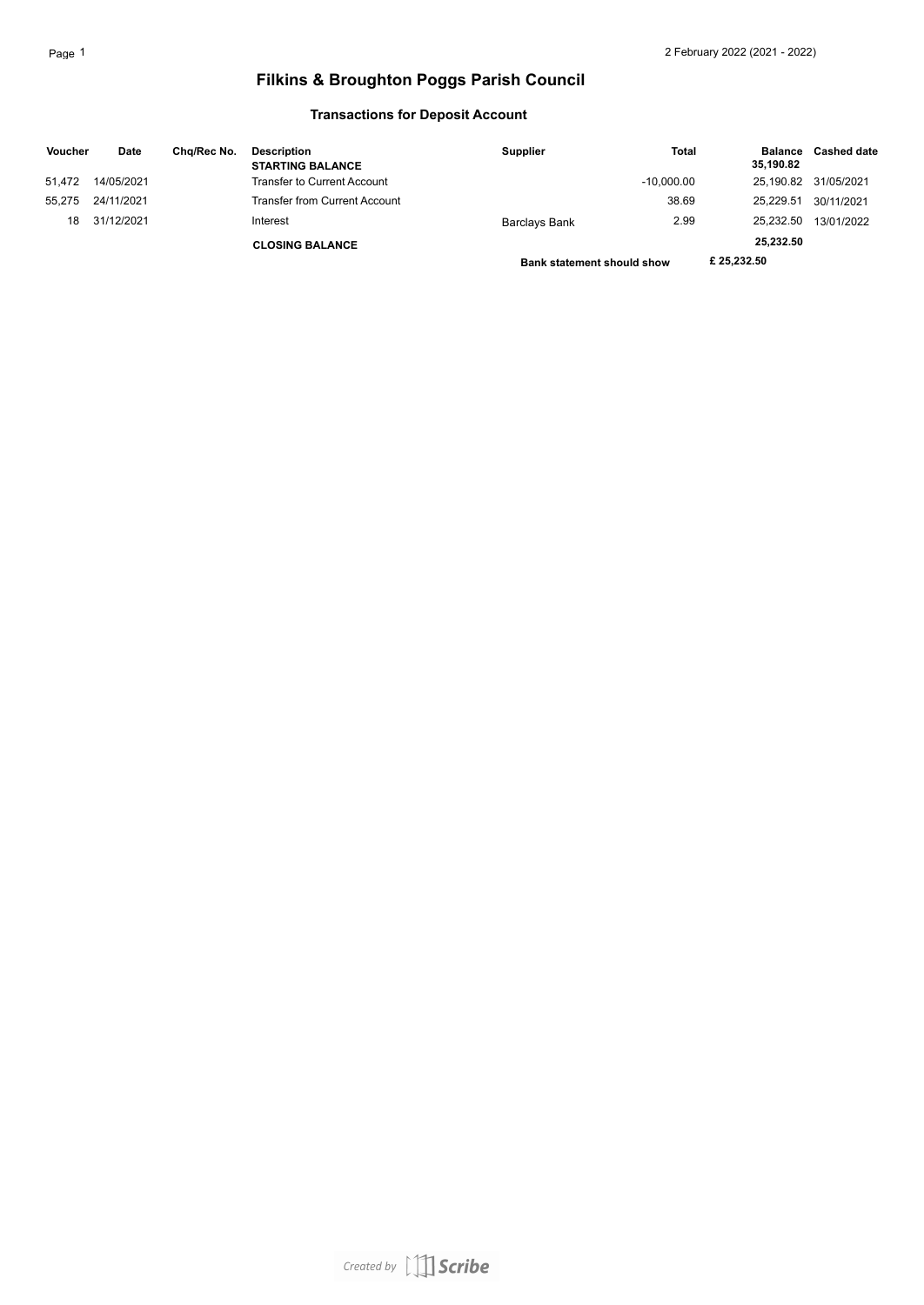# Filkins & Broughton Poggs Parish Council

## Transactions for Deposit Account

| Voucher | Date | Chq/Rec No. | Description | Supplier | Total | Balance | Cashed date |
|---|---|---|---|---|---|---|---|
| | | | **STARTING BALANCE** | | | **35,190.82** | |
| 51,472 | 14/05/2021 | | Transfer to Current Account | | -10,000.00 | 25,190.82 | 31/05/2021 |
| 55,275 | 24/11/2021 | | Transfer from Current Account | | 38.69 | 25,229.51 | 30/11/2021 |
| 18 | 31/12/2021 | | Interest | Barclays Bank | 2.99 | 25,232.50 | 13/01/2022 |
| | | | **CLOSING BALANCE** | | | **25,232.50** | |
| | | | | **Bank statement should show** | | **£ 25,232.50** | |

*Created by Scribe*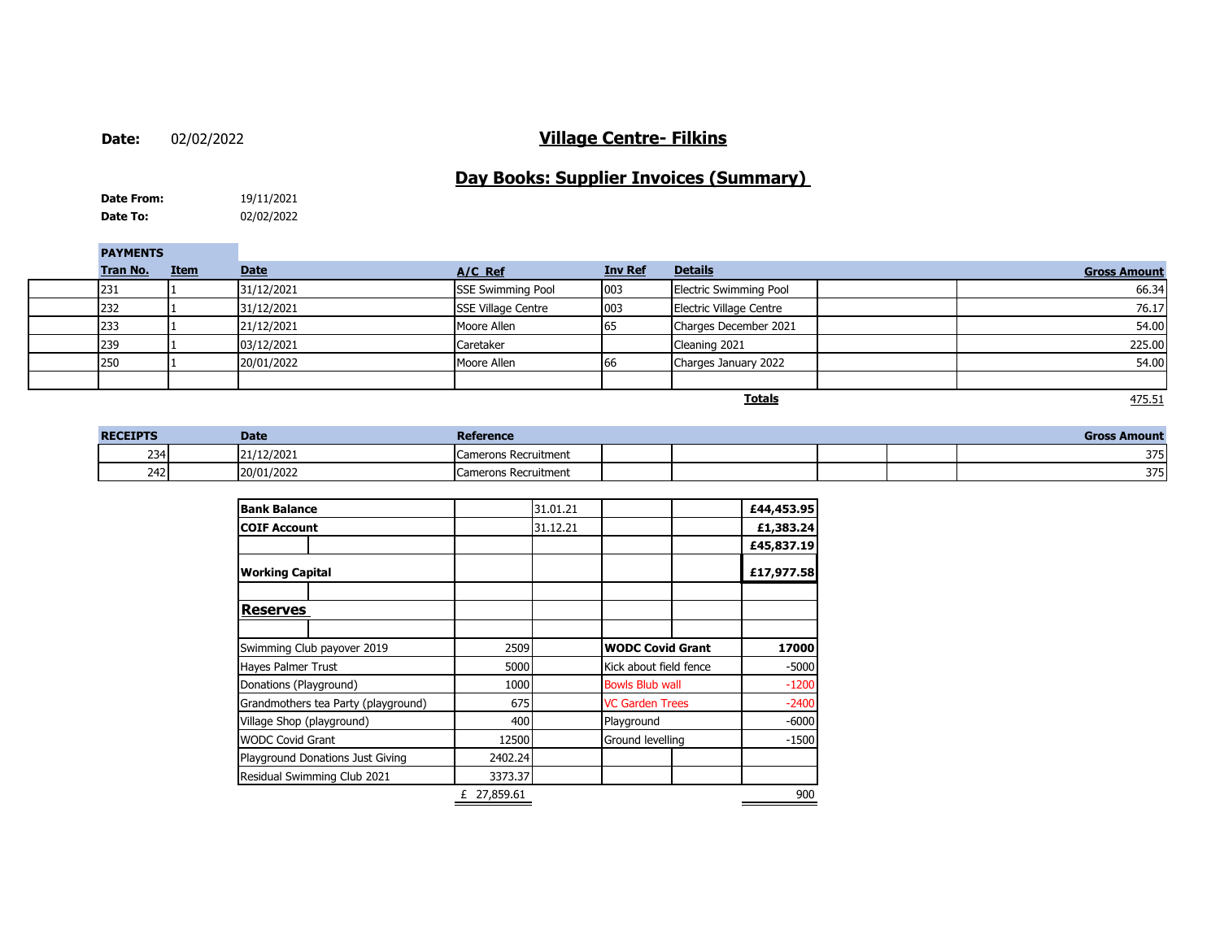**Date:** 02/02/2022

# Village Centre- Filkins

## Day Books: Supplier Invoices (Summary)

**Date From:** 19/11/2021
**Date To:** 02/02/2022

**PAYMENTS**

| Tran No. | Item | Date | A/C Ref | Inv Ref | Details | Gross Amount |
|---|---|---|---|---|---|---|
| 231 | 1 | 31/12/2021 | SSE Swimming Pool | 003 | Electric Swimming Pool | 66.34 |
| 232 | 1 | 31/12/2021 | SSE Village Centre | 003 | Electric Village Centre | 76.17 |
| 233 | 1 | 21/12/2021 | Moore Allen | 65 | Charges December 2021 | 54.00 |
| 239 | 1 | 03/12/2021 | Caretaker | | Cleaning 2021 | 225.00 |
| 250 | 1 | 20/01/2022 | Moore Allen | 66 | Charges January 2022 | 54.00 |
| | | | | | **Totals** | 475.51 |

| RECEIPTS | Date | Reference | Gross Amount |
|---|---|---|---|
| 234 | 21/12/2021 | Camerons Recruitment | 375 |
| 242 | 20/01/2022 | Camerons Recruitment | 375 |

| | | | | |
|---|---|---|---|---|
| **Bank Balance** | | 31.01.21 | | **£44,453.95** |
| **COIF Account** | | 31.12.21 | | **£1,383.24** |
| | | | | **£45,837.19** |
| **Working Capital** | | | | **£17,977.58** |

**Reserves**

| | | | |
|---|---|---|---|
| Swimming Club payover 2019 | 2509 | **WODC Covid Grant** | **17000** |
| Hayes Palmer Trust | 5000 | Kick about field fence | -5000 |
| Donations (Playground) | 1000 | Bowls Blub wall | -1200 |
| Grandmothers tea Party (playground) | 675 | VC Garden Trees | -2400 |
| Village Shop (playground) | 400 | Playground | -6000 |
| WODC Covid Grant | 12500 | Ground levelling | -1500 |
| Playground Donations Just Giving | 2402.24 | | |
| Residual Swimming Club 2021 | 3373.37 | | |
| | £ 27,859.61 | | 900 |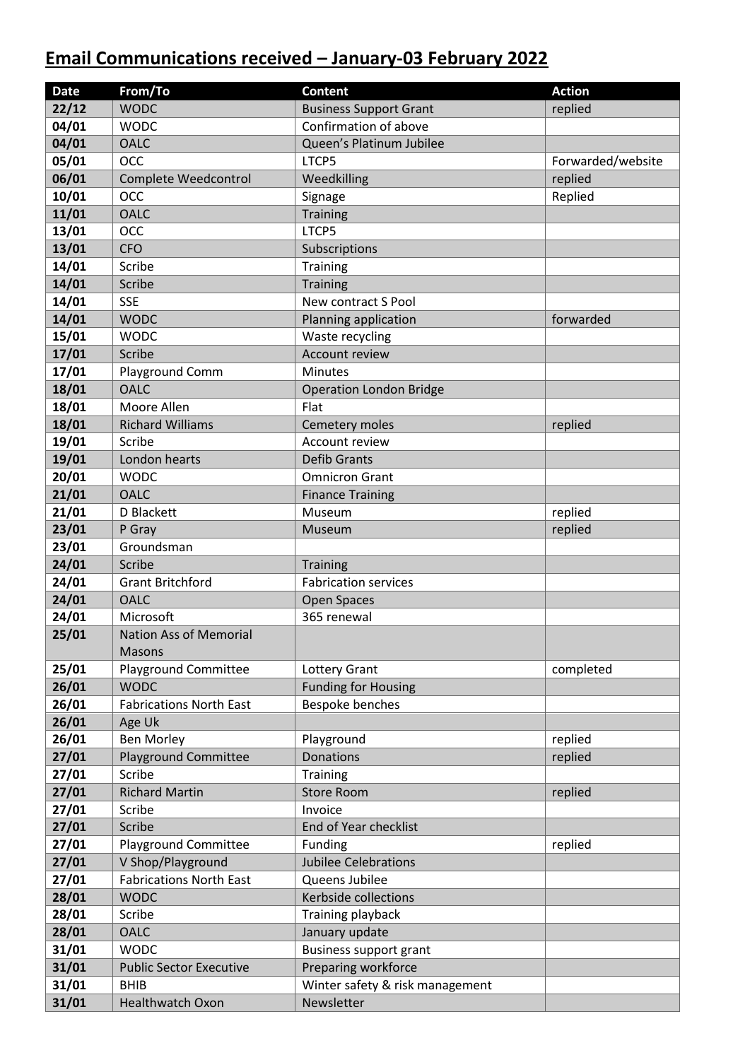# Email Communications received – January-03 February 2022

| Date | From/To | Content | Action |
|---|---|---|---|
| 22/12 | WODC | Business Support Grant | replied |
| 04/01 | WODC | Confirmation of above | |
| 04/01 | OALC | Queen's Platinum Jubilee | |
| 05/01 | OCC | LTCP5 | Forwarded/website |
| 06/01 | Complete Weedcontrol | Weedkilling | replied |
| 10/01 | OCC | Signage | Replied |
| 11/01 | OALC | Training | |
| 13/01 | OCC | LTCP5 | |
| 13/01 | CFO | Subscriptions | |
| 14/01 | Scribe | Training | |
| 14/01 | Scribe | Training | |
| 14/01 | SSE | New contract S Pool | |
| 14/01 | WODC | Planning application | forwarded |
| 15/01 | WODC | Waste recycling | |
| 17/01 | Scribe | Account review | |
| 17/01 | Playground Comm | Minutes | |
| 18/01 | OALC | Operation London Bridge | |
| 18/01 | Moore Allen | Flat | |
| 18/01 | Richard Williams | Cemetery moles | replied |
| 19/01 | Scribe | Account review | |
| 19/01 | London hearts | Defib Grants | |
| 20/01 | WODC | Omnicron Grant | |
| 21/01 | OALC | Finance Training | |
| 21/01 | D Blackett | Museum | replied |
| 23/01 | P Gray | Museum | replied |
| 23/01 | Groundsman | | |
| 24/01 | Scribe | Training | |
| 24/01 | Grant Britchford | Fabrication services | |
| 24/01 | OALC | Open Spaces | |
| 24/01 | Microsoft | 365 renewal | |
| 25/01 | Nation Ass of Memorial Masons | | |
| 25/01 | Playground Committee | Lottery Grant | completed |
| 26/01 | WODC | Funding for Housing | |
| 26/01 | Fabrications North East | Bespoke benches | |
| 26/01 | Age Uk | | |
| 26/01 | Ben Morley | Playground | replied |
| 27/01 | Playground Committee | Donations | replied |
| 27/01 | Scribe | Training | |
| 27/01 | Richard Martin | Store Room | replied |
| 27/01 | Scribe | Invoice | |
| 27/01 | Scribe | End of Year checklist | |
| 27/01 | Playground Committee | Funding | replied |
| 27/01 | V Shop/Playground | Jubilee Celebrations | |
| 27/01 | Fabrications North East | Queens Jubilee | |
| 28/01 | WODC | Kerbside collections | |
| 28/01 | Scribe | Training playback | |
| 28/01 | OALC | January update | |
| 31/01 | WODC | Business support grant | |
| 31/01 | Public Sector Executive | Preparing workforce | |
| 31/01 | BHIB | Winter safety & risk management | |
| 31/01 | Healthwatch Oxon | Newsletter | |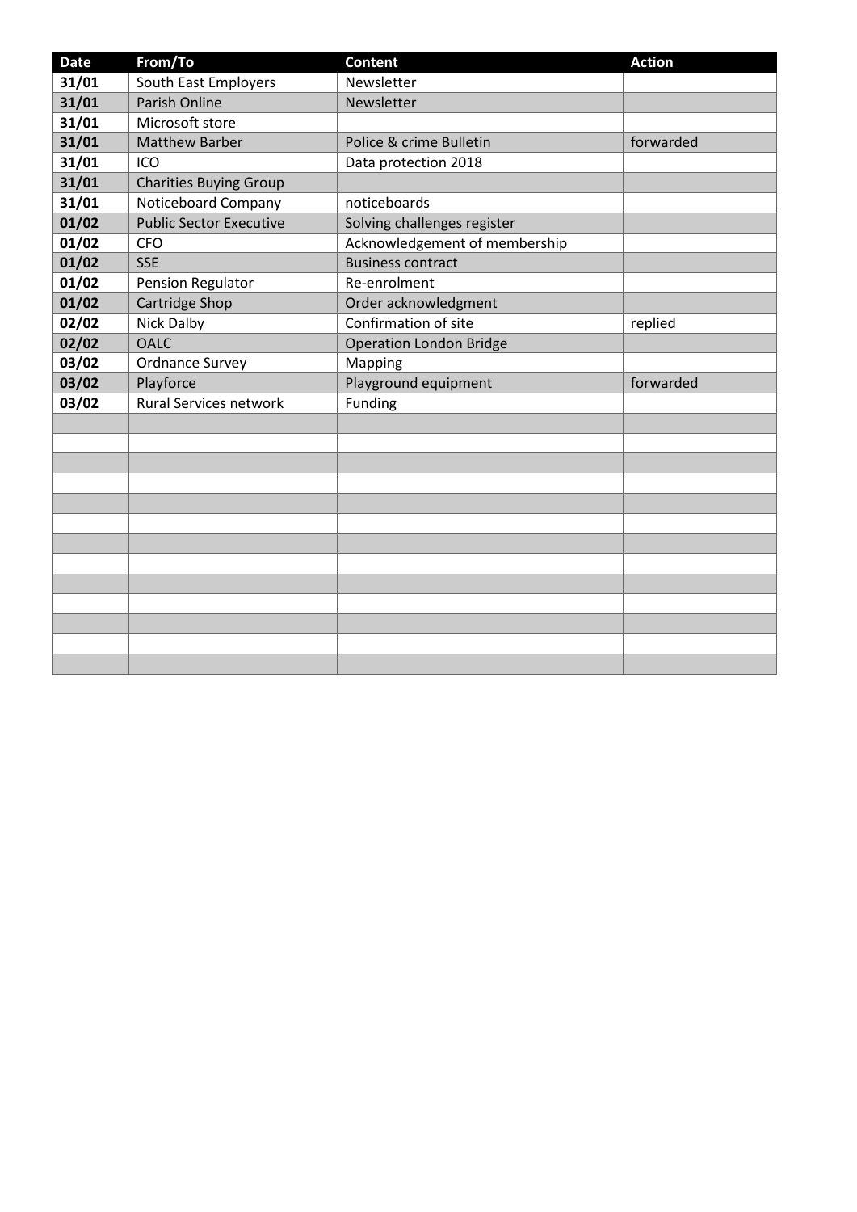| Date | From/To | Content | Action |
|---|---|---|---|
| **31/01** | South East Employers | Newsletter | |
| **31/01** | Parish Online | Newsletter | |
| **31/01** | Microsoft store | | |
| **31/01** | Matthew Barber | Police & crime Bulletin | forwarded |
| **31/01** | ICO | Data protection 2018 | |
| **31/01** | Charities Buying Group | | |
| **31/01** | Noticeboard Company | noticeboards | |
| **01/02** | Public Sector Executive | Solving challenges register | |
| **01/02** | CFO | Acknowledgement of membership | |
| **01/02** | SSE | Business contract | |
| **01/02** | Pension Regulator | Re-enrolment | |
| **01/02** | Cartridge Shop | Order acknowledgment | |
| **02/02** | Nick Dalby | Confirmation of site | replied |
| **02/02** | OALC | Operation London Bridge | |
| **03/02** | Ordnance Survey | Mapping | |
| **03/02** | Playforce | Playground equipment | forwarded |
| **03/02** | Rural Services network | Funding | |
| | | | |
| | | | |
| | | | |
| | | | |
| | | | |
| | | | |
| | | | |
| | | | |
| | | | |
| | | | |
| | | | |
| | | | |
| | | | |